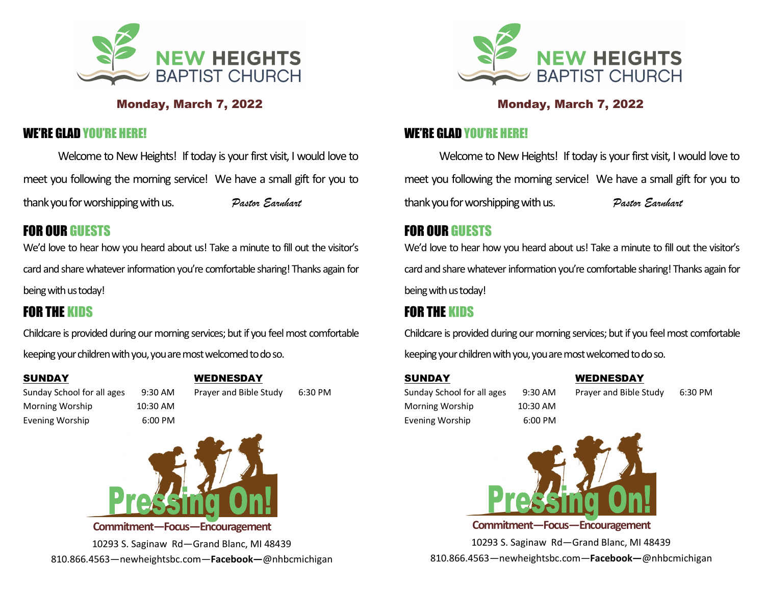# NEW HEIGHTS BAPTIST CHURCH

**Monday, March 7, 2022**

## WE'RE GLAD YOU'RE HERE!

Welcome to New Heights! If today is your first visit, I would love to meet you following the morning service! We have a small gift for you to thank you for worshipping with us. *Pastor Earnhart*

## FOR OUR GUESTS

We'd love to hear how you heard about us! Take a minute to fill out the visitor's card and share whatever information you're comfortable sharing! Thanks again for being with us today!

## FOR THE KIDS

Childcare is provided during our morning services; but if you feel most comfortable keeping your children with you, you are most welcomed to do so.

**SUNDAY**

| | |
|---|---|
| Sunday School for all ages | 9:30 AM |
| Morning Worship | 10:30 AM |
| Evening Worship | 6:00 PM |

**WEDNESDAY**

| | |
|---|---|
| Prayer and Bible Study | 6:30 PM |

**Pressing On!**

**Commitment—Focus—Encouragement**

10293 S. Saginaw Rd—Grand Blanc, MI 48439

810.866.4563—newheightsbc.com—**Facebook—**@nhbcmichigan

# NEW HEIGHTS BAPTIST CHURCH

**Monday, March 7, 2022**

## WE'RE GLAD YOU'RE HERE!

Welcome to New Heights! If today is your first visit, I would love to meet you following the morning service! We have a small gift for you to thank you for worshipping with us. *Pastor Earnhart*

## FOR OUR GUESTS

We'd love to hear how you heard about us! Take a minute to fill out the visitor's card and share whatever information you're comfortable sharing! Thanks again for being with us today!

## FOR THE KIDS

Childcare is provided during our morning services; but if you feel most comfortable keeping your children with you, you are most welcomed to do so.

**SUNDAY**

| | |
|---|---|
| Sunday School for all ages | 9:30 AM |
| Morning Worship | 10:30 AM |
| Evening Worship | 6:00 PM |

**WEDNESDAY**

| | |
|---|---|
| Prayer and Bible Study | 6:30 PM |

**Pressing On!**

**Commitment—Focus—Encouragement**

10293 S. Saginaw Rd—Grand Blanc, MI 48439

810.866.4563—newheightsbc.com—**Facebook—**@nhbcmichigan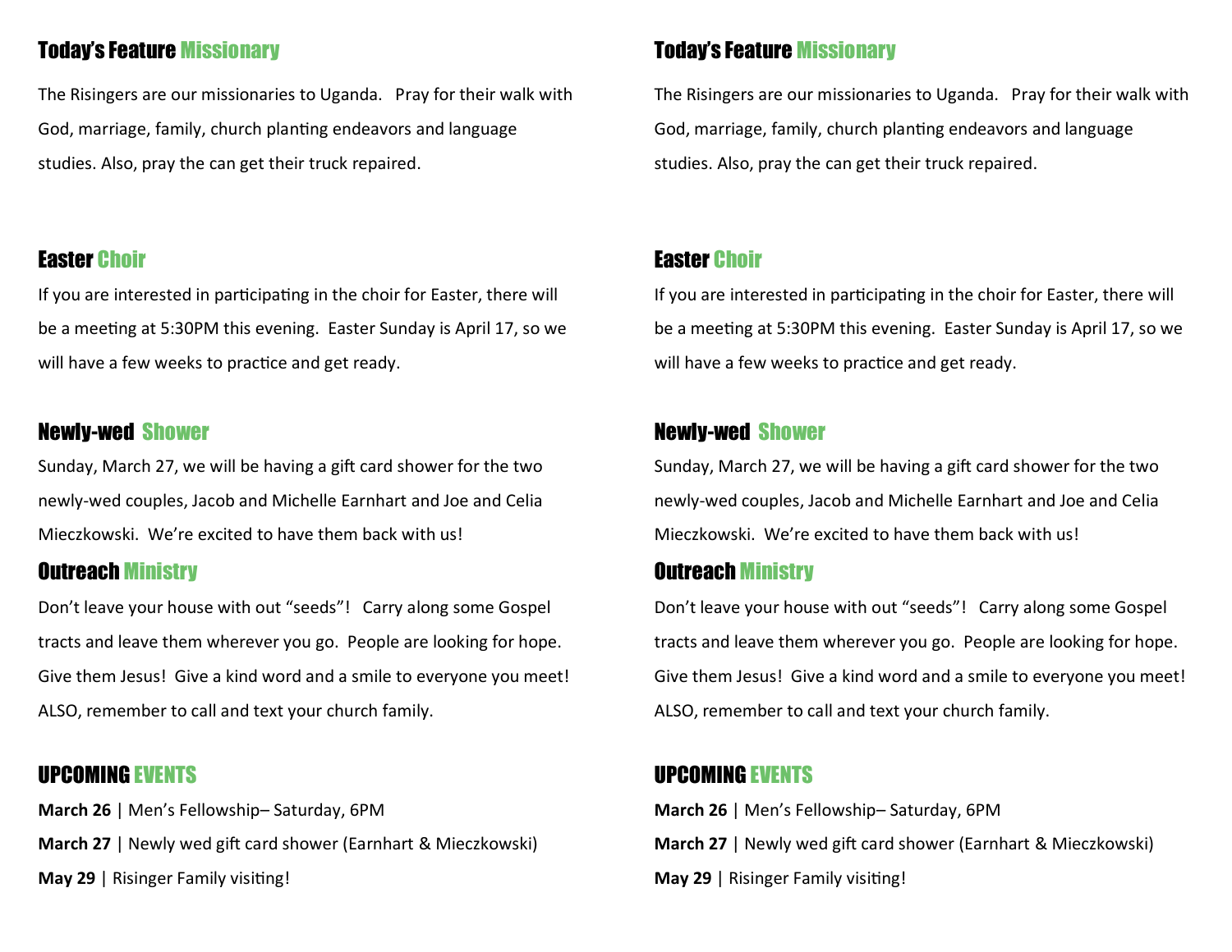## Today's Feature Missionary

The Risingers are our missionaries to Uganda. Pray for their walk with God, marriage, family, church planting endeavors and language studies. Also, pray the can get their truck repaired.

## Easter Choir

If you are interested in participating in the choir for Easter, there will be a meeting at 5:30PM this evening. Easter Sunday is April 17, so we will have a few weeks to practice and get ready.

## Newly-wed Shower

Sunday, March 27, we will be having a gift card shower for the two newly-wed couples, Jacob and Michelle Earnhart and Joe and Celia Mieczkowski. We're excited to have them back with us!

## Outreach Ministry

Don't leave your house with out "seeds"! Carry along some Gospel tracts and leave them wherever you go. People are looking for hope. Give them Jesus! Give a kind word and a smile to everyone you meet! ALSO, remember to call and text your church family.

## UPCOMING EVENTS

**March 26** | Men's Fellowship– Saturday, 6PM

**March 27** | Newly wed gift card shower (Earnhart & Mieczkowski)

**May 29** | Risinger Family visiting!

## Today's Feature Missionary

The Risingers are our missionaries to Uganda. Pray for their walk with God, marriage, family, church planting endeavors and language studies. Also, pray the can get their truck repaired.

## Easter Choir

If you are interested in participating in the choir for Easter, there will be a meeting at 5:30PM this evening. Easter Sunday is April 17, so we will have a few weeks to practice and get ready.

## Newly-wed Shower

Sunday, March 27, we will be having a gift card shower for the two newly-wed couples, Jacob and Michelle Earnhart and Joe and Celia Mieczkowski. We're excited to have them back with us!

## Outreach Ministry

Don't leave your house with out "seeds"! Carry along some Gospel tracts and leave them wherever you go. People are looking for hope. Give them Jesus! Give a kind word and a smile to everyone you meet! ALSO, remember to call and text your church family.

## UPCOMING EVENTS

**March 26** | Men's Fellowship– Saturday, 6PM

**March 27** | Newly wed gift card shower (Earnhart & Mieczkowski)

**May 29** | Risinger Family visiting!